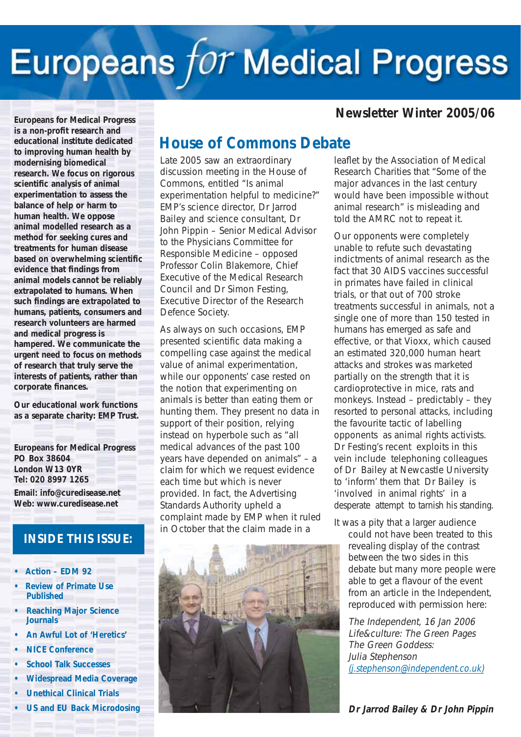# Europeans *for* Medical Progress

**Newsletter Winter 2005/06**

**Europeans for Medical Progress is a non-profit research and educational institute dedicated to improving human health by modernising biomedical research. We focus on rigorous scientific analysis of animal experimentation to assess the balance of help or harm to human health. We oppose animal modelled research as a method for seeking cures and treatments for human disease based on overwhelming scientific evidence that findings from animal models cannot be reliably extrapolated to humans. When such findings are extrapolated to humans, patients, consumers and research volunteers are harmed and medical progress is hampered. We communicate the urgent need to focus on methods of research that truly serve the interests of patients, rather than corporate finances.**

**Our educational work functions as a separate charity: EMP Trust.**

**Europeans for Medical Progress**
**PO Box 38604**
**London W13 0YR**
**Tel: 020 8997 1265**
**Email: info@curedisease.net**
**Web: www.curedisease.net**

## INSIDE THIS ISSUE:

- Action – EDM 92
- Review of Primate Use Published
- Reaching Major Science Journals
- An Awful Lot of 'Heretics'
- NICE Conference
- School Talk Successes
- Widespread Media Coverage
- Unethical Clinical Trials
- US and EU Back Microdosing

## House of Commons Debate

Late 2005 saw an extraordinary discussion meeting in the House of Commons, entitled "Is animal experimentation helpful to medicine?" EMP's science director, Dr Jarrod Bailey and science consultant, Dr John Pippin – Senior Medical Advisor to the Physicians Committee for Responsible Medicine – opposed Professor Colin Blakemore, Chief Executive of the Medical Research Council and Dr Simon Festing, Executive Director of the Research Defence Society.

As always on such occasions, EMP presented scientific data making a compelling case against the medical value of animal experimentation, while our opponents' case rested on the notion that experimenting on animals is better than eating them or hunting them. They present no data in support of their position, relying instead on hyperbole such as "all medical advances of the past 100 years have depended on animals" – a claim for which we request evidence each time but which is never provided. In fact, the Advertising Standards Authority upheld a complaint made by EMP when it ruled in October that the claim made in a leaflet by the Association of Medical Research Charities that "Some of the major advances in the last century would have been impossible without animal research" is misleading and told the AMRC not to repeat it.

Our opponents were completely unable to refute such devastating indictments of animal research as the fact that 30 AIDS vaccines successful in primates have failed in clinical trials, or that out of 700 stroke treatments successful in animals, not a single one of more than 150 tested in humans has emerged as safe and effective, or that Vioxx, which caused an estimated 320,000 human heart attacks and strokes was marketed partially on the strength that it is cardioprotective in mice, rats and monkeys. Instead – predictably – they resorted to personal attacks, including the favourite tactic of labelling opponents as animal rights activists. Dr Festing's recent exploits in this vein include telephoning colleagues of Dr Bailey at Newcastle University to 'inform' them that Dr Bailey is 'involved in animal rights' in a desperate attempt to tarnish his standing.

It was a pity that a larger audience could not have been treated to this revealing display of the contrast between the two sides in this debate but many more people were able to get a flavour of the event from an article in the Independent, reproduced with permission here:

*The Independent, 16 Jan 2006*
*Life&culture: The Green Pages*
*The Green Goddess:*
*Julia Stephenson*
*(j.stephenson@independent.co.uk)*

***Dr Jarrod Bailey & Dr John Pippin***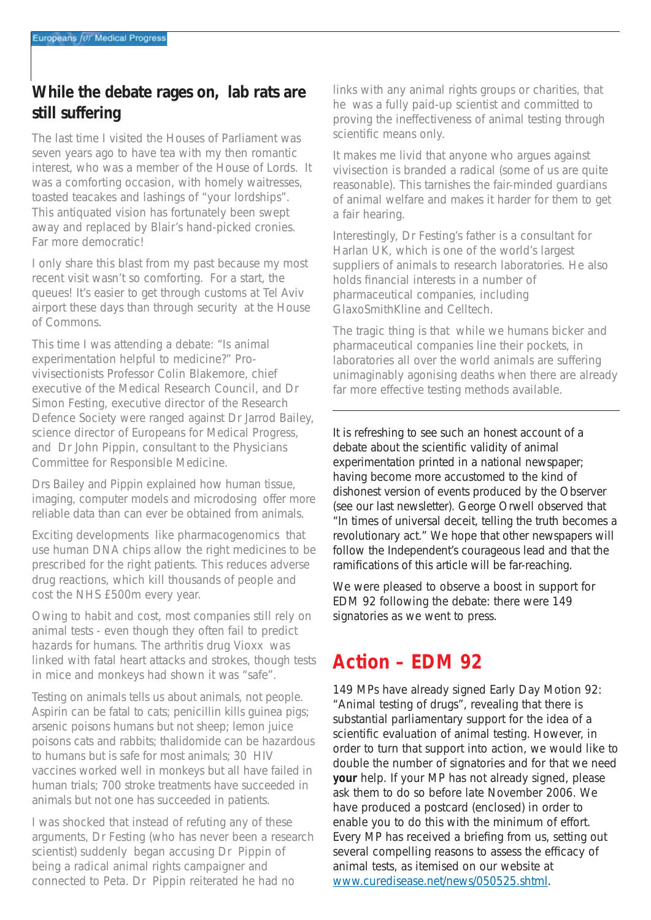## While the debate rages on, lab rats are still suffering

The last time I visited the Houses of Parliament was seven years ago to have tea with my then romantic interest, who was a member of the House of Lords. It was a comforting occasion, with homely waitresses, toasted teacakes and lashings of "your lordships". This antiquated vision has fortunately been swept away and replaced by Blair's hand-picked cronies. Far more democratic!

I only share this blast from my past because my most recent visit wasn't so comforting. For a start, the queues! It's easier to get through customs at Tel Aviv airport these days than through security at the House of Commons.

This time I was attending a debate: "Is animal experimentation helpful to medicine?" Pro-vivisectionists Professor Colin Blakemore, chief executive of the Medical Research Council, and Dr Simon Festing, executive director of the Research Defence Society were ranged against Dr Jarrod Bailey, science director of Europeans for Medical Progress, and Dr John Pippin, consultant to the Physicians Committee for Responsible Medicine.

Drs Bailey and Pippin explained how human tissue, imaging, computer models and microdosing offer more reliable data than can ever be obtained from animals.

Exciting developments like pharmacogenomics that use human DNA chips allow the right medicines to be prescribed for the right patients. This reduces adverse drug reactions, which kill thousands of people and cost the NHS £500m every year.

Owing to habit and cost, most companies still rely on animal tests - even though they often fail to predict hazards for humans. The arthritis drug Vioxx was linked with fatal heart attacks and strokes, though tests in mice and monkeys had shown it was "safe".

Testing on animals tells us about animals, not people. Aspirin can be fatal to cats; penicillin kills guinea pigs; arsenic poisons humans but not sheep; lemon juice poisons cats and rabbits; thalidomide can be hazardous to humans but is safe for most animals; 30 HIV vaccines worked well in monkeys but all have failed in human trials; 700 stroke treatments have succeeded in animals but not one has succeeded in patients.

I was shocked that instead of refuting any of these arguments, Dr Festing (who has never been a research scientist) suddenly began accusing Dr Pippin of being a radical animal rights campaigner and connected to Peta. Dr Pippin reiterated he had no links with any animal rights groups or charities, that he was a fully paid-up scientist and committed to proving the ineffectiveness of animal testing through scientific means only.

It makes me livid that anyone who argues against vivisection is branded a radical (some of us are quite reasonable). This tarnishes the fair-minded guardians of animal welfare and makes it harder for them to get a fair hearing.

Interestingly, Dr Festing's father is a consultant for Harlan UK, which is one of the world's largest suppliers of animals to research laboratories. He also holds financial interests in a number of pharmaceutical companies, including GlaxoSmithKline and Celltech.

The tragic thing is that while we humans bicker and pharmaceutical companies line their pockets, in laboratories all over the world animals are suffering unimaginably agonising deaths when there are already far more effective testing methods available.

---

It is refreshing to see such an honest account of a debate about the scientific validity of animal experimentation printed in a national newspaper; having become more accustomed to the kind of dishonest version of events produced by the Observer (see our last newsletter). George Orwell observed that "In times of universal deceit, telling the truth becomes a revolutionary act." We hope that other newspapers will follow the Independent's courageous lead and that the ramifications of this article will be far-reaching.

We were pleased to observe a boost in support for EDM 92 following the debate: there were 149 signatories as we went to press.

## Action – EDM 92

149 MPs have already signed Early Day Motion 92: "Animal testing of drugs", revealing that there is substantial parliamentary support for the idea of a scientific evaluation of animal testing. However, in order to turn that support into action, we would like to double the number of signatories and for that we need **your** help. If your MP has not already signed, please ask them to do so before late November 2006. We have produced a postcard (enclosed) in order to enable you to do this with the minimum of effort. Every MP has received a briefing from us, setting out several compelling reasons to assess the efficacy of animal tests, as itemised on our website at www.curedisease.net/news/050525.shtml.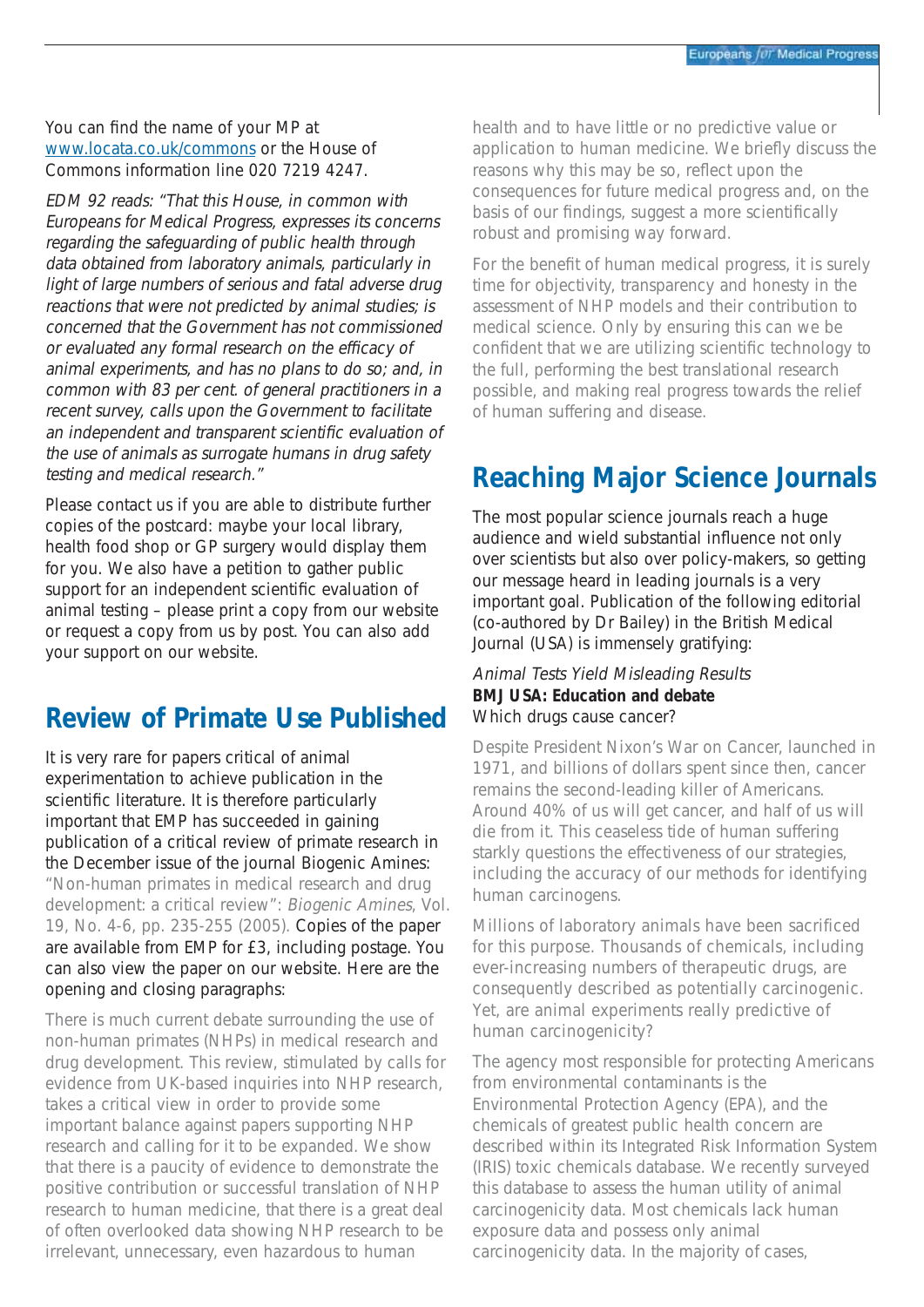You can find the name of your MP at www.locata.co.uk/commons or the House of Commons information line 020 7219 4247.

*EDM 92 reads: "That this House, in common with Europeans for Medical Progress, expresses its concerns regarding the safeguarding of public health through data obtained from laboratory animals, particularly in light of large numbers of serious and fatal adverse drug reactions that were not predicted by animal studies; is concerned that the Government has not commissioned or evaluated any formal research on the efficacy of animal experiments, and has no plans to do so; and, in common with 83 per cent. of general practitioners in a recent survey, calls upon the Government to facilitate an independent and transparent scientific evaluation of the use of animals as surrogate humans in drug safety testing and medical research."*

Please contact us if you are able to distribute further copies of the postcard: maybe your local library, health food shop or GP surgery would display them for you. We also have a petition to gather public support for an independent scientific evaluation of animal testing – please print a copy from our website or request a copy from us by post. You can also add your support on our website.

## Review of Primate Use Published

It is very rare for papers critical of animal experimentation to achieve publication in the scientific literature. It is therefore particularly important that EMP has succeeded in gaining publication of a critical review of primate research in the December issue of the journal Biogenic Amines: "Non-human primates in medical research and drug development: a critical review": *Biogenic Amines*, Vol. 19, No. 4-6, pp. 235-255 (2005). Copies of the paper are available from EMP for £3, including postage. You can also view the paper on our website. Here are the opening and closing paragraphs:

There is much current debate surrounding the use of non-human primates (NHPs) in medical research and drug development. This review, stimulated by calls for evidence from UK-based inquiries into NHP research, takes a critical view in order to provide some important balance against papers supporting NHP research and calling for it to be expanded. We show that there is a paucity of evidence to demonstrate the positive contribution or successful translation of NHP research to human medicine, that there is a great deal of often overlooked data showing NHP research to be irrelevant, unnecessary, even hazardous to human health and to have little or no predictive value or application to human medicine. We briefly discuss the reasons why this may be so, reflect upon the consequences for future medical progress and, on the basis of our findings, suggest a more scientifically robust and promising way forward.

For the benefit of human medical progress, it is surely time for objectivity, transparency and honesty in the assessment of NHP models and their contribution to medical science. Only by ensuring this can we be confident that we are utilizing scientific technology to the full, performing the best translational research possible, and making real progress towards the relief of human suffering and disease.

## Reaching Major Science Journals

The most popular science journals reach a huge audience and wield substantial influence not only over scientists but also over policy-makers, so getting our message heard in leading journals is a very important goal. Publication of the following editorial (co-authored by Dr Bailey) in the British Medical Journal (USA) is immensely gratifying:

*Animal Tests Yield Misleading Results*
**BMJ USA: Education and debate**
Which drugs cause cancer?

Despite President Nixon's War on Cancer, launched in 1971, and billions of dollars spent since then, cancer remains the second-leading killer of Americans. Around 40% of us will get cancer, and half of us will die from it. This ceaseless tide of human suffering starkly questions the effectiveness of our strategies, including the accuracy of our methods for identifying human carcinogens.

Millions of laboratory animals have been sacrificed for this purpose. Thousands of chemicals, including ever-increasing numbers of therapeutic drugs, are consequently described as potentially carcinogenic. Yet, are animal experiments really predictive of human carcinogenicity?

The agency most responsible for protecting Americans from environmental contaminants is the Environmental Protection Agency (EPA), and the chemicals of greatest public health concern are described within its Integrated Risk Information System (IRIS) toxic chemicals database. We recently surveyed this database to assess the human utility of animal carcinogenicity data. Most chemicals lack human exposure data and possess only animal carcinogenicity data. In the majority of cases,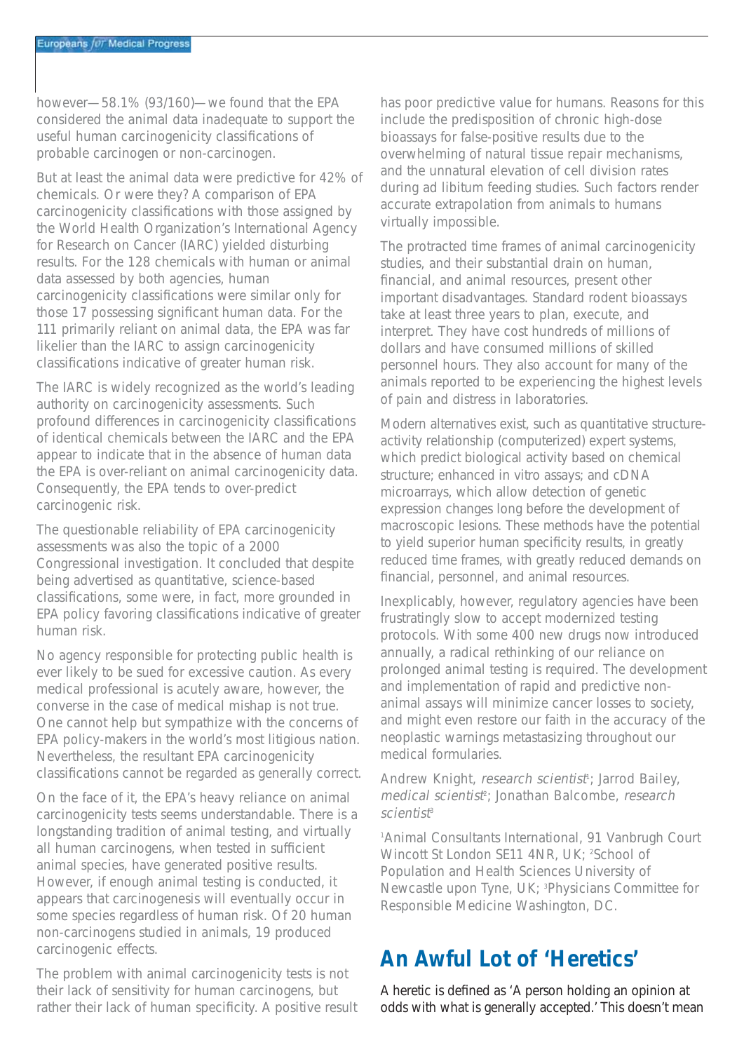however—58.1% (93/160)—we found that the EPA considered the animal data inadequate to support the useful human carcinogenicity classifications of probable carcinogen or non-carcinogen.

But at least the animal data were predictive for 42% of chemicals. Or were they? A comparison of EPA carcinogenicity classifications with those assigned by the World Health Organization's International Agency for Research on Cancer (IARC) yielded disturbing results. For the 128 chemicals with human or animal data assessed by both agencies, human carcinogenicity classifications were similar only for those 17 possessing significant human data. For the 111 primarily reliant on animal data, the EPA was far likelier than the IARC to assign carcinogenicity classifications indicative of greater human risk.

The IARC is widely recognized as the world's leading authority on carcinogenicity assessments. Such profound differences in carcinogenicity classifications of identical chemicals between the IARC and the EPA appear to indicate that in the absence of human data the EPA is over-reliant on animal carcinogenicity data. Consequently, the EPA tends to over-predict carcinogenic risk.

The questionable reliability of EPA carcinogenicity assessments was also the topic of a 2000 Congressional investigation. It concluded that despite being advertised as quantitative, science-based classifications, some were, in fact, more grounded in EPA policy favoring classifications indicative of greater human risk.

No agency responsible for protecting public health is ever likely to be sued for excessive caution. As every medical professional is acutely aware, however, the converse in the case of medical mishap is not true. One cannot help but sympathize with the concerns of EPA policy-makers in the world's most litigious nation. Nevertheless, the resultant EPA carcinogenicity classifications cannot be regarded as generally correct.

On the face of it, the EPA's heavy reliance on animal carcinogenicity tests seems understandable. There is a longstanding tradition of animal testing, and virtually all human carcinogens, when tested in sufficient animal species, have generated positive results. However, if enough animal testing is conducted, it appears that carcinogenesis will eventually occur in some species regardless of human risk. Of 20 human non-carcinogens studied in animals, 19 produced carcinogenic effects.

The problem with animal carcinogenicity tests is not their lack of sensitivity for human carcinogens, but rather their lack of human specificity. A positive result has poor predictive value for humans. Reasons for this include the predisposition of chronic high-dose bioassays for false-positive results due to the overwhelming of natural tissue repair mechanisms, and the unnatural elevation of cell division rates during ad libitum feeding studies. Such factors render accurate extrapolation from animals to humans virtually impossible.

The protracted time frames of animal carcinogenicity studies, and their substantial drain on human, financial, and animal resources, present other important disadvantages. Standard rodent bioassays take at least three years to plan, execute, and interpret. They have cost hundreds of millions of dollars and have consumed millions of skilled personnel hours. They also account for many of the animals reported to be experiencing the highest levels of pain and distress in laboratories.

Modern alternatives exist, such as quantitative structure-activity relationship (computerized) expert systems, which predict biological activity based on chemical structure; enhanced in vitro assays; and cDNA microarrays, which allow detection of genetic expression changes long before the development of macroscopic lesions. These methods have the potential to yield superior human specificity results, in greatly reduced time frames, with greatly reduced demands on financial, personnel, and animal resources.

Inexplicably, however, regulatory agencies have been frustratingly slow to accept modernized testing protocols. With some 400 new drugs now introduced annually, a radical rethinking of our reliance on prolonged animal testing is required. The development and implementation of rapid and predictive non-animal assays will minimize cancer losses to society, and might even restore our faith in the accuracy of the neoplastic warnings metastasizing throughout our medical formularies.

Andrew Knight, *research scientist*[1]; Jarrod Bailey, *medical scientist*[2]; Jonathan Balcombe, *research scientist*[3]

[1]Animal Consultants International, 91 Vanbrugh Court Wincott St London SE11 4NR, UK; [2]School of Population and Health Sciences University of Newcastle upon Tyne, UK; [3]Physicians Committee for Responsible Medicine Washington, DC.

## An Awful Lot of 'Heretics'

A heretic is defined as 'A person holding an opinion at odds with what is generally accepted.' This doesn't mean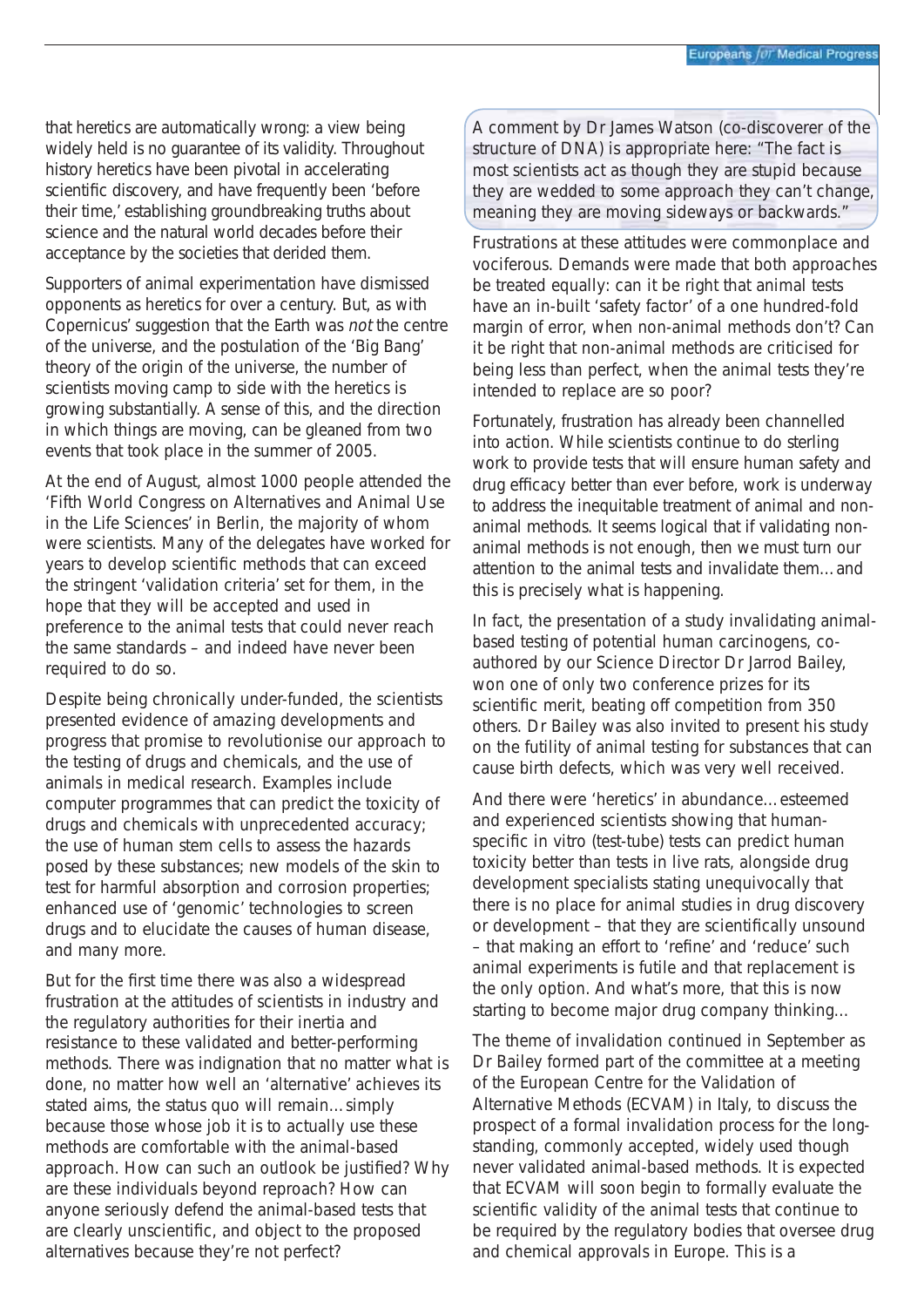that heretics are automatically wrong: a view being widely held is no guarantee of its validity. Throughout history heretics have been pivotal in accelerating scientific discovery, and have frequently been 'before their time,' establishing groundbreaking truths about science and the natural world decades before their acceptance by the societies that derided them.

Supporters of animal experimentation have dismissed opponents as heretics for over a century. But, as with Copernicus' suggestion that the Earth was *not* the centre of the universe, and the postulation of the 'Big Bang' theory of the origin of the universe, the number of scientists moving camp to side with the heretics is growing substantially. A sense of this, and the direction in which things are moving, can be gleaned from two events that took place in the summer of 2005.

At the end of August, almost 1000 people attended the 'Fifth World Congress on Alternatives and Animal Use in the Life Sciences' in Berlin, the majority of whom were scientists. Many of the delegates have worked for years to develop scientific methods that can exceed the stringent 'validation criteria' set for them, in the hope that they will be accepted and used in preference to the animal tests that could never reach the same standards – and indeed have never been required to do so.

Despite being chronically under-funded, the scientists presented evidence of amazing developments and progress that promise to revolutionise our approach to the testing of drugs and chemicals, and the use of animals in medical research. Examples include computer programmes that can predict the toxicity of drugs and chemicals with unprecedented accuracy; the use of human stem cells to assess the hazards posed by these substances; new models of the skin to test for harmful absorption and corrosion properties; enhanced use of 'genomic' technologies to screen drugs and to elucidate the causes of human disease, and many more.

But for the first time there was also a widespread frustration at the attitudes of scientists in industry and the regulatory authorities for their inertia and resistance to these validated and better-performing methods. There was indignation that no matter what is done, no matter how well an 'alternative' achieves its stated aims, the status quo will remain… simply because those whose job it is to actually use these methods are comfortable with the animal-based approach. How can such an outlook be justified? Why are these individuals beyond reproach? How can anyone seriously defend the animal-based tests that are clearly unscientific, and object to the proposed alternatives because they're not perfect?

A comment by Dr James Watson (co-discoverer of the structure of DNA) is appropriate here: "The fact is most scientists act as though they are stupid because they are wedded to some approach they can't change, meaning they are moving sideways or backwards."

Frustrations at these attitudes were commonplace and vociferous. Demands were made that both approaches be treated equally: can it be right that animal tests have an in-built 'safety factor' of a one hundred-fold margin of error, when non-animal methods don't? Can it be right that non-animal methods are criticised for being less than perfect, when the animal tests they're intended to replace are so poor?

Fortunately, frustration has already been channelled into action. While scientists continue to do sterling work to provide tests that will ensure human safety and drug efficacy better than ever before, work is underway to address the inequitable treatment of animal and non-animal methods. It seems logical that if validating non-animal methods is not enough, then we must turn our attention to the animal tests and invalidate them… and this is precisely what is happening.

In fact, the presentation of a study invalidating animal-based testing of potential human carcinogens, co-authored by our Science Director Dr Jarrod Bailey, won one of only two conference prizes for its scientific merit, beating off competition from 350 others. Dr Bailey was also invited to present his study on the futility of animal testing for substances that can cause birth defects, which was very well received.

And there were 'heretics' in abundance… esteemed and experienced scientists showing that human-specific in vitro (test-tube) tests can predict human toxicity better than tests in live rats, alongside drug development specialists stating unequivocally that there is no place for animal studies in drug discovery or development – that they are scientifically unsound – that making an effort to 'refine' and 'reduce' such animal experiments is futile and that replacement is the only option. And what's more, that this is now starting to become major drug company thinking…

The theme of invalidation continued in September as Dr Bailey formed part of the committee at a meeting of the European Centre for the Validation of Alternative Methods (ECVAM) in Italy, to discuss the prospect of a formal invalidation process for the long-standing, commonly accepted, widely used though never validated animal-based methods. It is expected that ECVAM will soon begin to formally evaluate the scientific validity of the animal tests that continue to be required by the regulatory bodies that oversee drug and chemical approvals in Europe. This is a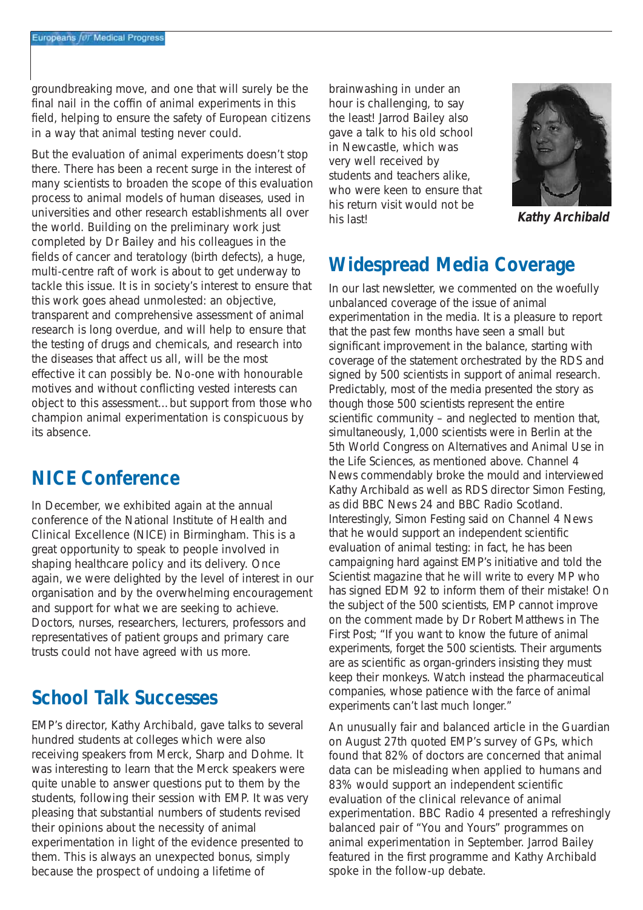groundbreaking move, and one that will surely be the final nail in the coffin of animal experiments in this field, helping to ensure the safety of European citizens in a way that animal testing never could.

But the evaluation of animal experiments doesn't stop there. There has been a recent surge in the interest of many scientists to broaden the scope of this evaluation process to animal models of human diseases, used in universities and other research establishments all over the world. Building on the preliminary work just completed by Dr Bailey and his colleagues in the fields of cancer and teratology (birth defects), a huge, multi-centre raft of work is about to get underway to tackle this issue. It is in society's interest to ensure that this work goes ahead unmolested: an objective, transparent and comprehensive assessment of animal research is long overdue, and will help to ensure that the testing of drugs and chemicals, and research into the diseases that affect us all, will be the most effective it can possibly be. No-one with honourable motives and without conflicting vested interests can object to this assessment…but support from those who champion animal experimentation is conspicuous by its absence.

## NICE Conference

In December, we exhibited again at the annual conference of the National Institute of Health and Clinical Excellence (NICE) in Birmingham. This is a great opportunity to speak to people involved in shaping healthcare policy and its delivery. Once again, we were delighted by the level of interest in our organisation and by the overwhelming encouragement and support for what we are seeking to achieve. Doctors, nurses, researchers, lecturers, professors and representatives of patient groups and primary care trusts could not have agreed with us more.

## School Talk Successes

EMP's director, Kathy Archibald, gave talks to several hundred students at colleges which were also receiving speakers from Merck, Sharp and Dohme. It was interesting to learn that the Merck speakers were quite unable to answer questions put to them by the students, following their session with EMP. It was very pleasing that substantial numbers of students revised their opinions about the necessity of animal experimentation in light of the evidence presented to them. This is always an unexpected bonus, simply because the prospect of undoing a lifetime of brainwashing in under an hour is challenging, to say the least! Jarrod Bailey also gave a talk to his old school in Newcastle, which was very well received by students and teachers alike, who were keen to ensure that his return visit would not be his last!

**Kathy Archibald**

## Widespread Media Coverage

In our last newsletter, we commented on the woefully unbalanced coverage of the issue of animal experimentation in the media. It is a pleasure to report that the past few months have seen a small but significant improvement in the balance, starting with coverage of the statement orchestrated by the RDS and signed by 500 scientists in support of animal research. Predictably, most of the media presented the story as though those 500 scientists represent the entire scientific community – and neglected to mention that, simultaneously, 1,000 scientists were in Berlin at the 5th World Congress on Alternatives and Animal Use in the Life Sciences, as mentioned above. Channel 4 News commendably broke the mould and interviewed Kathy Archibald as well as RDS director Simon Festing, as did BBC News 24 and BBC Radio Scotland. Interestingly, Simon Festing said on Channel 4 News that he would support an independent scientific evaluation of animal testing: in fact, he has been campaigning hard against EMP's initiative and told the Scientist magazine that he will write to every MP who has signed EDM 92 to inform them of their mistake! On the subject of the 500 scientists, EMP cannot improve on the comment made by Dr Robert Matthews in The First Post; "If you want to know the future of animal experiments, forget the 500 scientists. Their arguments are as scientific as organ-grinders insisting they must keep their monkeys. Watch instead the pharmaceutical companies, whose patience with the farce of animal experiments can't last much longer."

An unusually fair and balanced article in the Guardian on August 27th quoted EMP's survey of GPs, which found that 82% of doctors are concerned that animal data can be misleading when applied to humans and 83% would support an independent scientific evaluation of the clinical relevance of animal experimentation. BBC Radio 4 presented a refreshingly balanced pair of "You and Yours" programmes on animal experimentation in September. Jarrod Bailey featured in the first programme and Kathy Archibald spoke in the follow-up debate.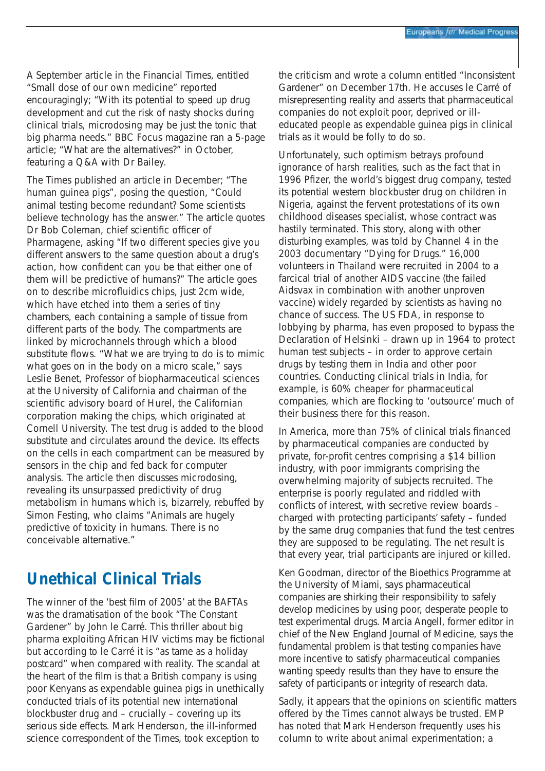A September article in the Financial Times, entitled "Small dose of our own medicine" reported encouragingly; "With its potential to speed up drug development and cut the risk of nasty shocks during clinical trials, microdosing may be just the tonic that big pharma needs." BBC Focus magazine ran a 5-page article; "What are the alternatives?" in October, featuring a Q&A with Dr Bailey.

The Times published an article in December; "The human guinea pigs", posing the question, "Could animal testing become redundant? Some scientists believe technology has the answer." The article quotes Dr Bob Coleman, chief scientific officer of Pharmagene, asking "If two different species give you different answers to the same question about a drug's action, how confident can you be that either one of them will be predictive of humans?" The article goes on to describe microfluidics chips, just 2cm wide, which have etched into them a series of tiny chambers, each containing a sample of tissue from different parts of the body. The compartments are linked by microchannels through which a blood substitute flows. "What we are trying to do is to mimic what goes on in the body on a micro scale," says Leslie Benet, Professor of biopharmaceutical sciences at the University of California and chairman of the scientific advisory board of Hurel, the Californian corporation making the chips, which originated at Cornell University. The test drug is added to the blood substitute and circulates around the device. Its effects on the cells in each compartment can be measured by sensors in the chip and fed back for computer analysis. The article then discusses microdosing, revealing its unsurpassed predictivity of drug metabolism in humans which is, bizarrely, rebuffed by Simon Festing, who claims "Animals are hugely predictive of toxicity in humans. There is no conceivable alternative."

## Unethical Clinical Trials

The winner of the 'best film of 2005' at the BAFTAs was the dramatisation of the book "The Constant Gardener" by John le Carré. This thriller about big pharma exploiting African HIV victims may be fictional but according to le Carré it is "as tame as a holiday postcard" when compared with reality. The scandal at the heart of the film is that a British company is using poor Kenyans as expendable guinea pigs in unethically conducted trials of its potential new international blockbuster drug and – crucially – covering up its serious side effects. Mark Henderson, the ill-informed science correspondent of the Times, took exception to the criticism and wrote a column entitled "Inconsistent Gardener" on December 17th. He accuses le Carré of misrepresenting reality and asserts that pharmaceutical companies do not exploit poor, deprived or ill-educated people as expendable guinea pigs in clinical trials as it would be folly to do so.

Unfortunately, such optimism betrays profound ignorance of harsh realities, such as the fact that in 1996 Pfizer, the world's biggest drug company, tested its potential western blockbuster drug on children in Nigeria, against the fervent protestations of its own childhood diseases specialist, whose contract was hastily terminated. This story, along with other disturbing examples, was told by Channel 4 in the 2003 documentary "Dying for Drugs." 16,000 volunteers in Thailand were recruited in 2004 to a farcical trial of another AIDS vaccine (the failed Aidsvax in combination with another unproven vaccine) widely regarded by scientists as having no chance of success. The US FDA, in response to lobbying by pharma, has even proposed to bypass the Declaration of Helsinki – drawn up in 1964 to protect human test subjects – in order to approve certain drugs by testing them in India and other poor countries. Conducting clinical trials in India, for example, is 60% cheaper for pharmaceutical companies, which are flocking to 'outsource' much of their business there for this reason.

In America, more than 75% of clinical trials financed by pharmaceutical companies are conducted by private, for-profit centres comprising a $14 billion industry, with poor immigrants comprising the overwhelming majority of subjects recruited. The enterprise is poorly regulated and riddled with conflicts of interest, with secretive review boards – charged with protecting participants' safety – funded by the same drug companies that fund the test centres they are supposed to be regulating. The net result is that every year, trial participants are injured or killed.

Ken Goodman, director of the Bioethics Programme at the University of Miami, says pharmaceutical companies are shirking their responsibility to safely develop medicines by using poor, desperate people to test experimental drugs. Marcia Angell, former editor in chief of the New England Journal of Medicine, says the fundamental problem is that testing companies have more incentive to satisfy pharmaceutical companies wanting speedy results than they have to ensure the safety of participants or integrity of research data.

Sadly, it appears that the opinions on scientific matters offered by the Times cannot always be trusted. EMP has noted that Mark Henderson frequently uses his column to write about animal experimentation; a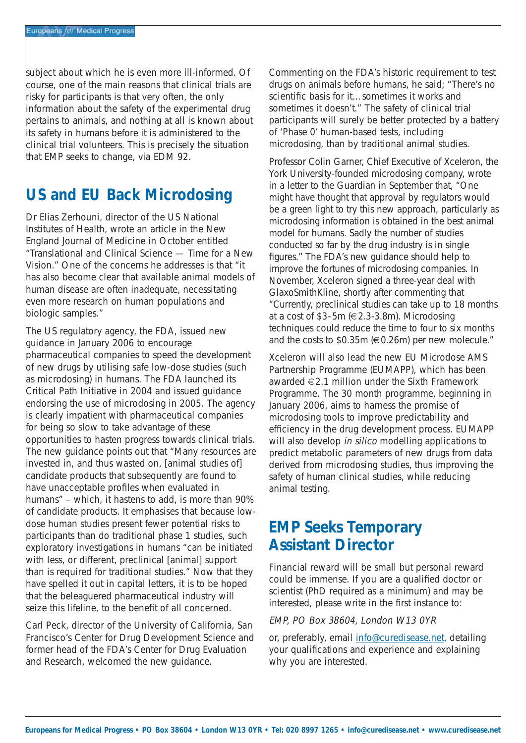subject about which he is even more ill-informed. Of course, one of the main reasons that clinical trials are risky for participants is that very often, the only information about the safety of the experimental drug pertains to animals, and nothing at all is known about its safety in humans before it is administered to the clinical trial volunteers. This is precisely the situation that EMP seeks to change, via EDM 92.

## US and EU Back Microdosing

Dr Elias Zerhouni, director of the US National Institutes of Health, wrote an article in the New England Journal of Medicine in October entitled "Translational and Clinical Science — Time for a New Vision." One of the concerns he addresses is that "it has also become clear that available animal models of human disease are often inadequate, necessitating even more research on human populations and biologic samples."

The US regulatory agency, the FDA, issued new guidance in January 2006 to encourage pharmaceutical companies to speed the development of new drugs by utilising safe low-dose studies (such as microdosing) in humans. The FDA launched its Critical Path Initiative in 2004 and issued guidance endorsing the use of microdosing in 2005. The agency is clearly impatient with pharmaceutical companies for being so slow to take advantage of these opportunities to hasten progress towards clinical trials. The new guidance points out that "Many resources are invested in, and thus wasted on, [animal studies of] candidate products that subsequently are found to have unacceptable profiles when evaluated in humans" – which, it hastens to add, is more than 90% of candidate products. It emphasises that because low-dose human studies present fewer potential risks to participants than do traditional phase 1 studies, such exploratory investigations in humans "can be initiated with less, or different, preclinical [animal] support than is required for traditional studies." Now that they have spelled it out in capital letters, it is to be hoped that the beleaguered pharmaceutical industry will seize this lifeline, to the benefit of all concerned.

Carl Peck, director of the University of California, San Francisco's Center for Drug Development Science and former head of the FDA's Center for Drug Evaluation and Research, welcomed the new guidance. Commenting on the FDA's historic requirement to test drugs on animals before humans, he said; "There's no scientific basis for it…sometimes it works and sometimes it doesn't." The safety of clinical trial participants will surely be better protected by a battery of 'Phase 0' human-based tests, including microdosing, than by traditional animal studies.

Professor Colin Garner, Chief Executive of Xceleron, the York University-founded microdosing company, wrote in a letter to the Guardian in September that, "One might have thought that approval by regulators would be a green light to try this new approach, particularly as microdosing information is obtained in the best animal model for humans. Sadly the number of studies conducted so far by the drug industry is in single figures." The FDA's new guidance should help to improve the fortunes of microdosing companies. In November, Xceleron signed a three-year deal with GlaxoSmithKline, shortly after commenting that "Currently, preclinical studies can take up to 18 months at a cost of \$3–5m (€2.3-3.8m). Microdosing techniques could reduce the time to four to six months and the costs to \$0.35m (€0.26m) per new molecule."

Xceleron will also lead the new EU Microdose AMS Partnership Programme (EUMAPP), which has been awarded €2.1 million under the Sixth Framework Programme. The 30 month programme, beginning in January 2006, aims to harness the promise of microdosing tools to improve predictability and efficiency in the drug development process. EUMAPP will also develop *in silico* modelling applications to predict metabolic parameters of new drugs from data derived from microdosing studies, thus improving the safety of human clinical studies, while reducing animal testing.

## EMP Seeks Temporary Assistant Director

Financial reward will be small but personal reward could be immense. If you are a qualified doctor or scientist (PhD required as a minimum) and may be interested, please write in the first instance to:

*EMP, PO Box 38604, London W13 0YR*

or, preferably, email info@curedisease.net, detailing your qualifications and experience and explaining why you are interested.